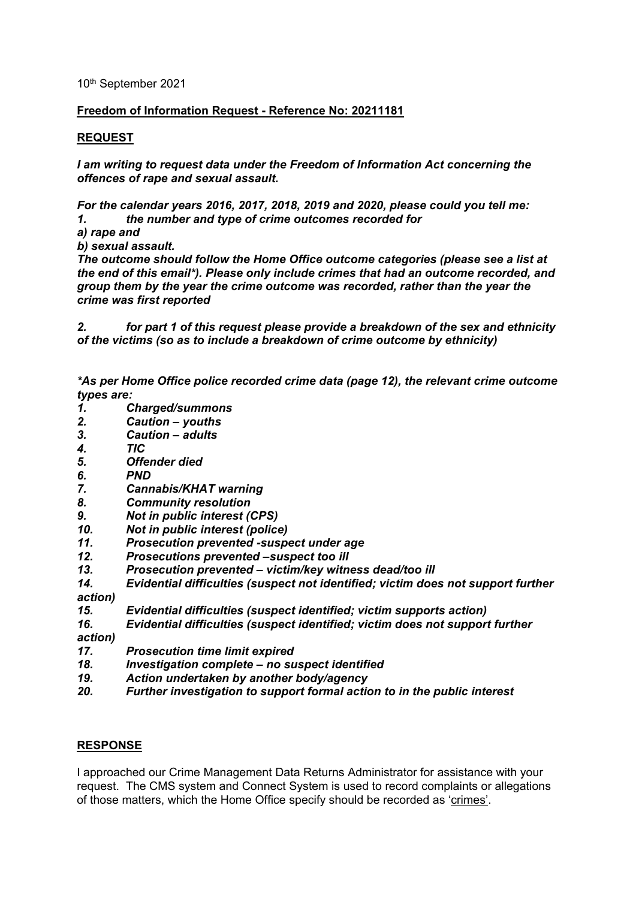10th September 2021

**Freedom of Information Request - Reference No: 20211181**

**REQUEST**

***I am writing to request data under the Freedom of Information Act concerning the offences of rape and sexual assault.***

***For the calendar years 2016, 2017, 2018, 2019 and 2020, please could you tell me:***
***1. the number and type of crime outcomes recorded for***
***a) rape and***
***b) sexual assault.***
***The outcome should follow the Home Office outcome categories (please see a list at the end of this email*). Please only include crimes that had an outcome recorded, and group them by the year the crime outcome was recorded, rather than the year the crime was first reported***

***2. for part 1 of this request please provide a breakdown of the sex and ethnicity of the victims (so as to include a breakdown of crime outcome by ethnicity)***

****As per Home Office police recorded crime data (page 12), the relevant crime outcome types are:***

1. ***Charged/summons***
2. ***Caution – youths***
3. ***Caution – adults***
4. ***TIC***
5. ***Offender died***
6. ***PND***
7. ***Cannabis/KHAT warning***
8. ***Community resolution***
9. ***Not in public interest (CPS)***
10. ***Not in public interest (police)***
11. ***Prosecution prevented -suspect under age***
12. ***Prosecutions prevented –suspect too ill***
13. ***Prosecution prevented – victim/key witness dead/too ill***
14. ***Evidential difficulties (suspect not identified; victim does not support further action)***
15. ***Evidential difficulties (suspect identified; victim supports action)***
16. ***Evidential difficulties (suspect identified; victim does not support further action)***
17. ***Prosecution time limit expired***
18. ***Investigation complete – no suspect identified***
19. ***Action undertaken by another body/agency***
20. ***Further investigation to support formal action to in the public interest***

**RESPONSE**

I approached our Crime Management Data Returns Administrator for assistance with your request. The CMS system and Connect System is used to record complaints or allegations of those matters, which the Home Office specify should be recorded as 'crimes'.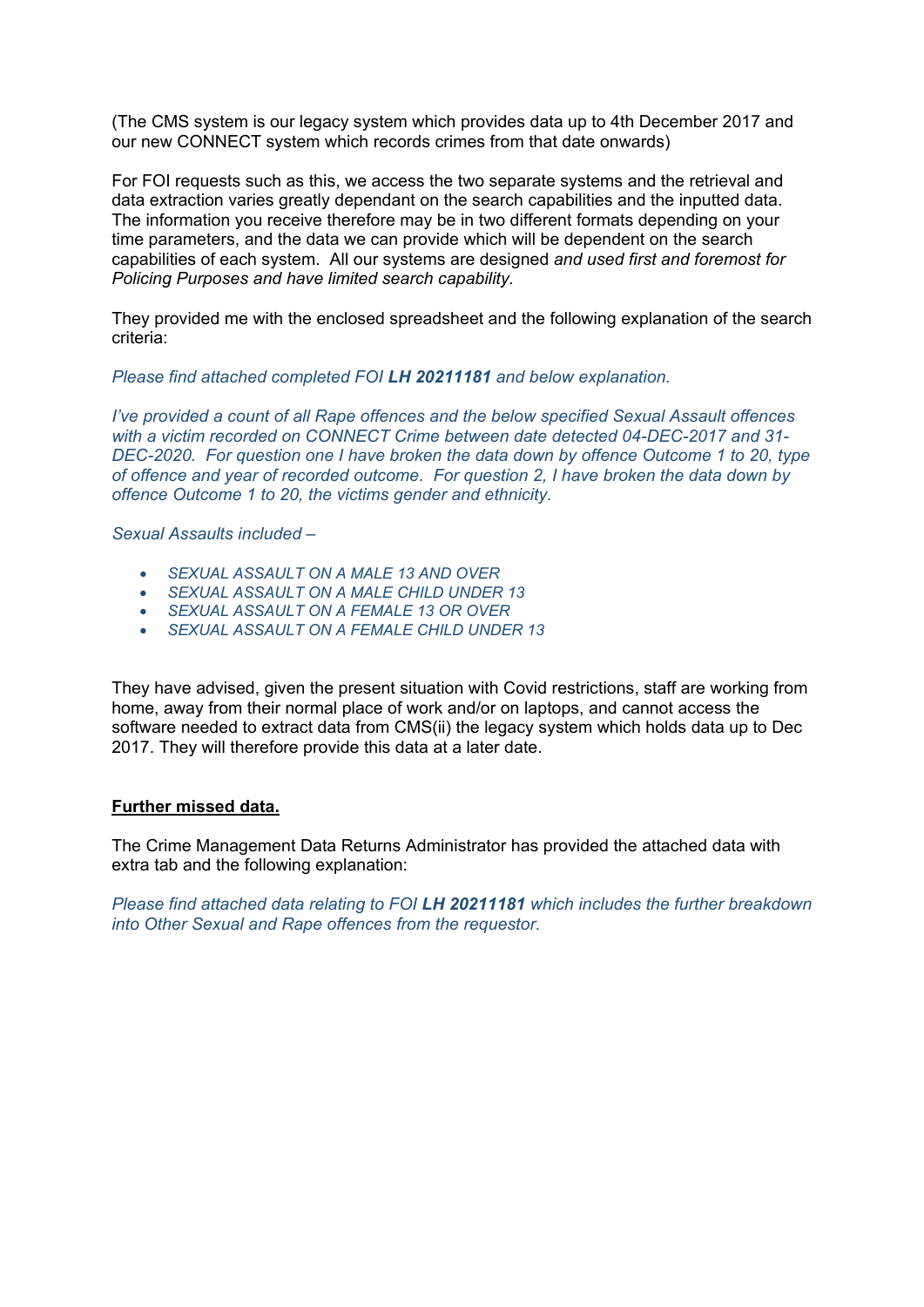(The CMS system is our legacy system which provides data up to 4th December 2017 and our new CONNECT system which records crimes from that date onwards)

For FOI requests such as this, we access the two separate systems and the retrieval and data extraction varies greatly dependant on the search capabilities and the inputted data. The information you receive therefore may be in two different formats depending on your time parameters, and the data we can provide which will be dependent on the search capabilities of each system. All our systems are designed *and used first and foremost for Policing Purposes and have limited search capability.*

They provided me with the enclosed spreadsheet and the following explanation of the search criteria:

*Please find attached completed FOI **LH 20211181** and below explanation.*

*I've provided a count of all Rape offences and the below specified Sexual Assault offences with a victim recorded on CONNECT Crime between date detected 04-DEC-2017 and 31-DEC-2020. For question one I have broken the data down by offence Outcome 1 to 20, type of offence and year of recorded outcome. For question 2, I have broken the data down by offence Outcome 1 to 20, the victims gender and ethnicity.*

*Sexual Assaults included –*

- *SEXUAL ASSAULT ON A MALE 13 AND OVER*
- *SEXUAL ASSAULT ON A MALE CHILD UNDER 13*
- *SEXUAL ASSAULT ON A FEMALE 13 OR OVER*
- *SEXUAL ASSAULT ON A FEMALE CHILD UNDER 13*

They have advised, given the present situation with Covid restrictions, staff are working from home, away from their normal place of work and/or on laptops, and cannot access the software needed to extract data from CMS(ii) the legacy system which holds data up to Dec 2017. They will therefore provide this data at a later date.

**Further missed data.**

The Crime Management Data Returns Administrator has provided the attached data with extra tab and the following explanation:

*Please find attached data relating to FOI **LH 20211181** which includes the further breakdown into Other Sexual and Rape offences from the requestor.*